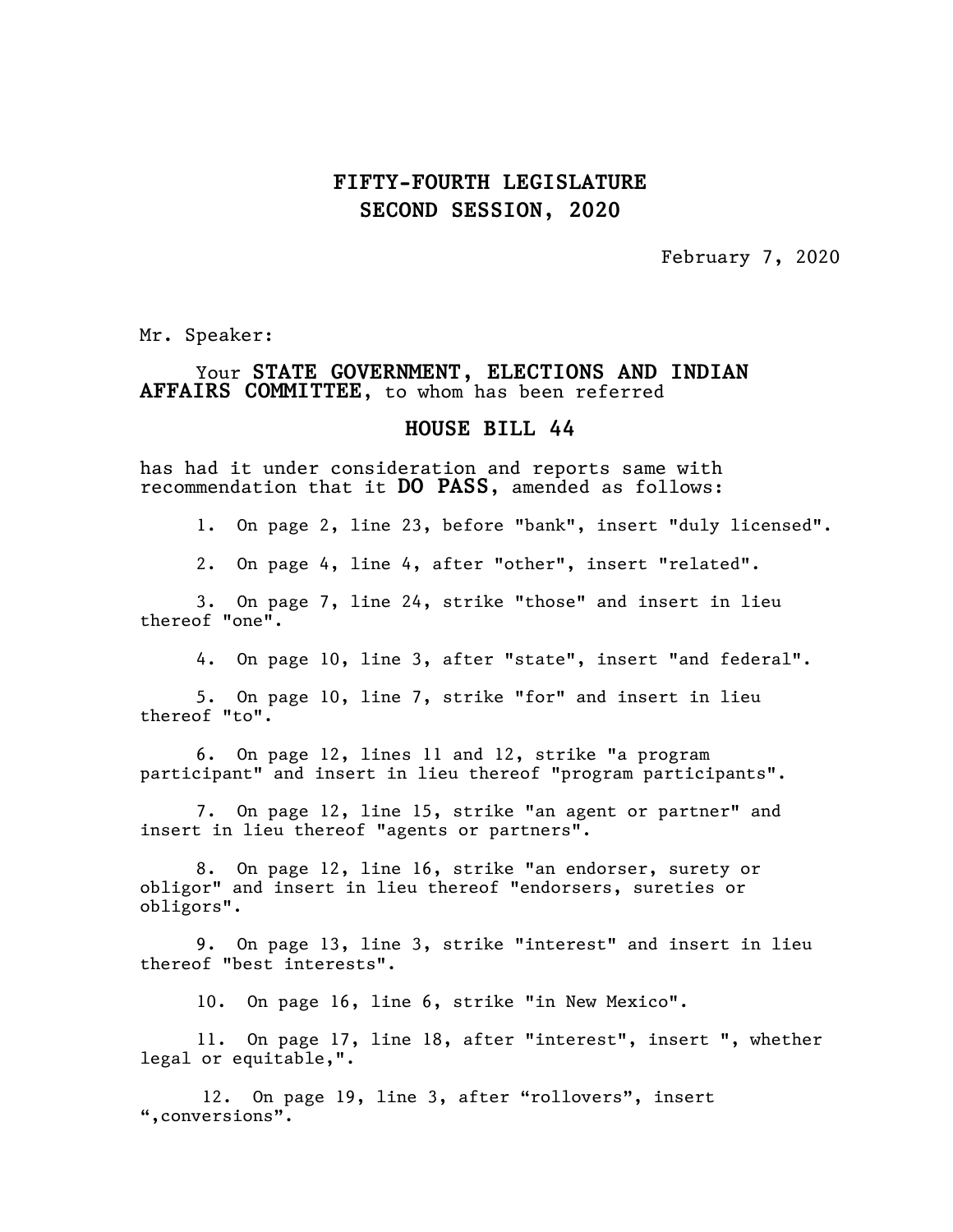**FIFTY-FOURTH LEGISLATURE**
**SECOND SESSION, 2020**

February 7, 2020

Mr. Speaker:

Your **STATE GOVERNMENT, ELECTIONS AND INDIAN AFFAIRS COMMITTEE**, to whom has been referred

**HOUSE BILL 44**

has had it under consideration and reports same with recommendation that it **DO PASS**, amended as follows:

1. On page 2, line 23, before "bank", insert "duly licensed".

2. On page 4, line 4, after "other", insert "related".

3. On page 7, line 24, strike "those" and insert in lieu thereof "one".

4. On page 10, line 3, after "state", insert "and federal".

5. On page 10, line 7, strike "for" and insert in lieu thereof "to".

6. On page 12, lines 11 and 12, strike "a program participant" and insert in lieu thereof "program participants".

7. On page 12, line 15, strike "an agent or partner" and insert in lieu thereof "agents or partners".

8. On page 12, line 16, strike "an endorser, surety or obligor" and insert in lieu thereof "endorsers, sureties or obligors".

9. On page 13, line 3, strike "interest" and insert in lieu thereof "best interests".

10. On page 16, line 6, strike "in New Mexico".

11. On page 17, line 18, after "interest", insert ", whether legal or equitable,".

12. On page 19, line 3, after "rollovers", insert ",conversions".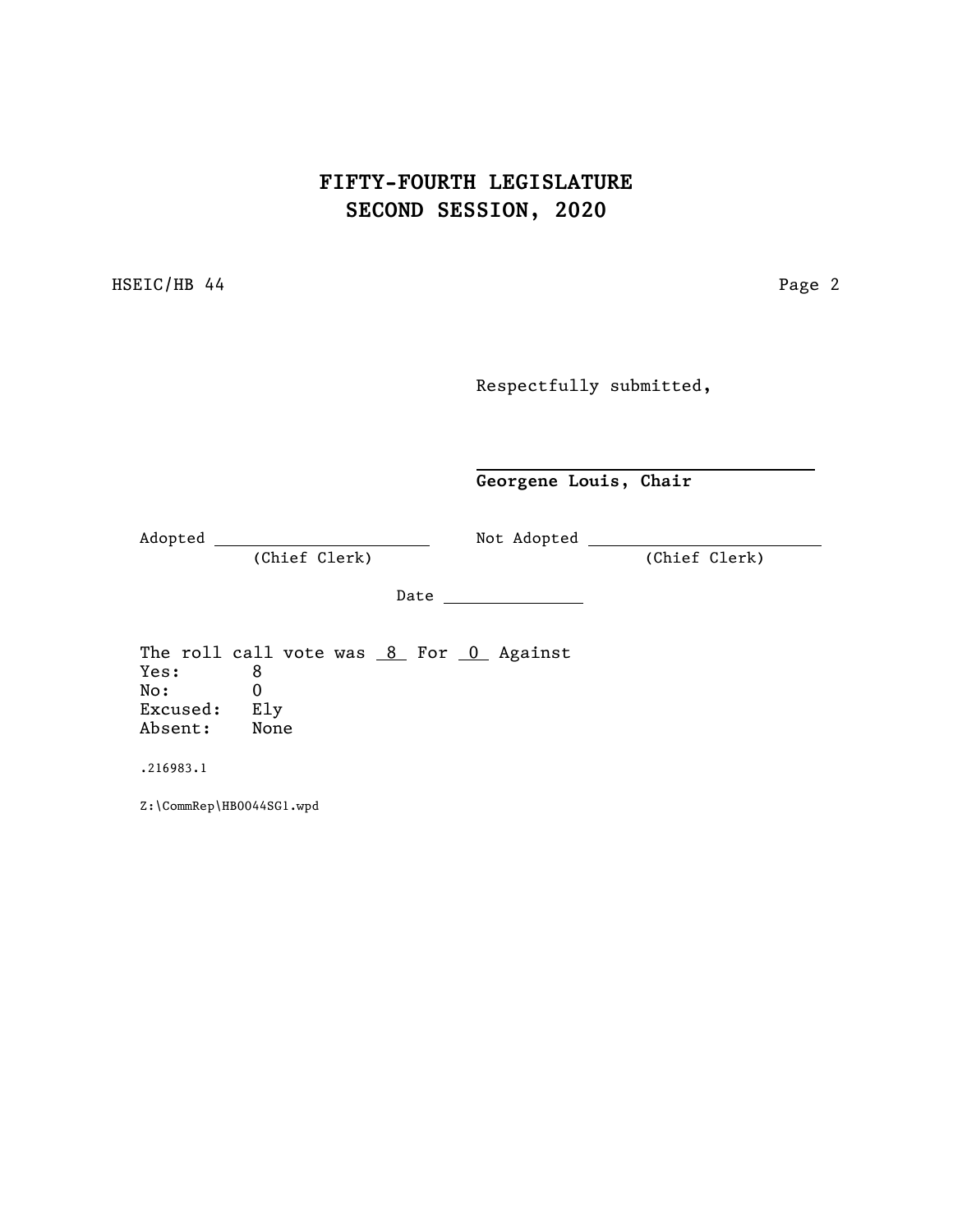# FIFTY-FOURTH LEGISLATURE
# SECOND SESSION, 2020

HSEIC/HB 44

Respectfully submitted,

\_\_\_\_\_\_\_\_\_\_\_\_\_\_\_\_\_\_\_\_\_\_\_\_\_\_\_\_\_\_\_\_\_\_

**Georgene Louis, Chair**

Adopted \_\_\_\_\_\_\_\_\_\_\_\_\_\_\_\_\_\_\_\_\_\_\_\_\_ (Chief Clerk)

Not Adopted \_\_\_\_\_\_\_\_\_\_\_\_\_\_\_\_\_\_\_\_\_\_\_\_\_ (Chief Clerk)

Date \_\_\_\_\_\_\_\_\_\_\_\_\_\_\_

The roll call vote was 8 For 0 Against

Yes: 8
No: 0
Excused: Ely
Absent: None

.216983.1

Z:\CommRep\HB0044SG1.wpd